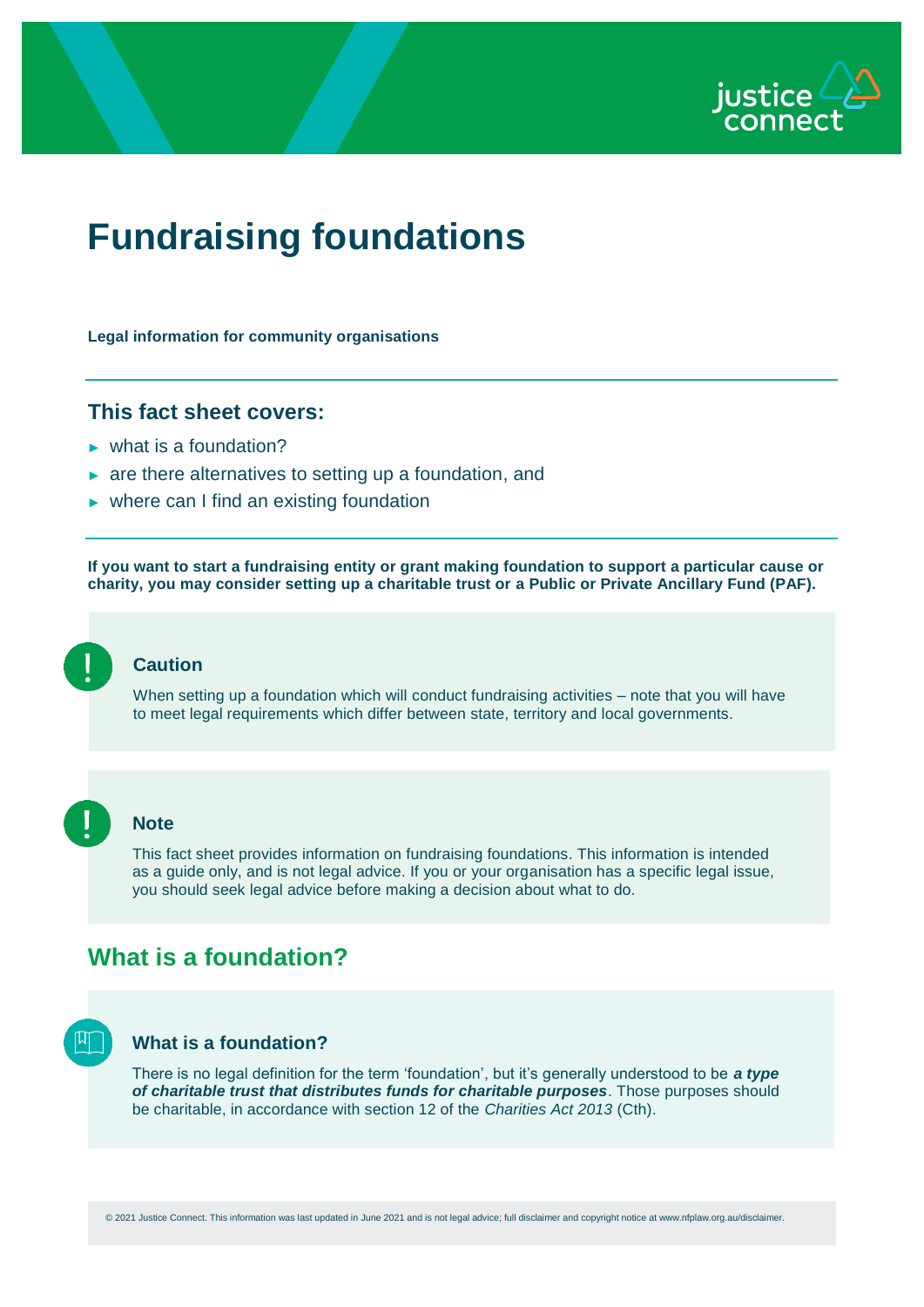# Fundraising foundations

**Legal information for community organisations**

## This fact sheet covers:

- what is a foundation?
- are there alternatives to setting up a foundation, and
- where can I find an existing foundation

**If you want to start a fundraising entity or grant making foundation to support a particular cause or charity, you may consider setting up a charitable trust or a Public or Private Ancillary Fund (PAF).**

> **Caution**
>
> When setting up a foundation which will conduct fundraising activities – note that you will have to meet legal requirements which differ between state, territory and local governments.

> **Note**
>
> This fact sheet provides information on fundraising foundations. This information is intended as a guide only, and is not legal advice. If you or your organisation has a specific legal issue, you should seek legal advice before making a decision about what to do.

## What is a foundation?

> **What is a foundation?**
>
> There is no legal definition for the term 'foundation', but it's generally understood to be ***a type of charitable trust that distributes funds for charitable purposes***. Those purposes should be charitable, in accordance with section 12 of the *Charities Act 2013* (Cth).

© 2021 Justice Connect. This information was last updated in June 2021 and is not legal advice; full disclaimer and copyright notice at www.nfplaw.org.au/disclaimer.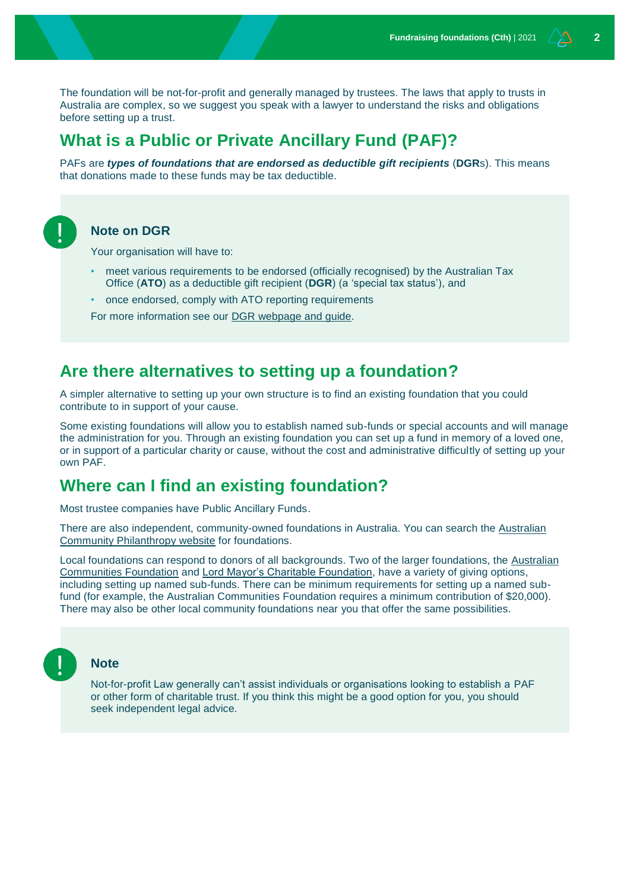The foundation will be not-for-profit and generally managed by trustees. The laws that apply to trusts in Australia are complex, so we suggest you speak with a lawyer to understand the risks and obligations before setting up a trust.

## What is a Public or Private Ancillary Fund (PAF)?

PAFs are ***types of foundations that are endorsed as deductible gift recipients*** (**DGR**s). This means that donations made to these funds may be tax deductible.

> ### Note on DGR
>
> Your organisation will have to:
>
> - meet various requirements to be endorsed (officially recognised) by the Australian Tax Office (**ATO**) as a deductible gift recipient (**DGR**) (a 'special tax status'), and
> - once endorsed, comply with ATO reporting requirements
>
> For more information see our DGR webpage and guide.

## Are there alternatives to setting up a foundation?

A simpler alternative to setting up your own structure is to find an existing foundation that you could contribute to in support of your cause.

Some existing foundations will allow you to establish named sub-funds or special accounts and will manage the administration for you. Through an existing foundation you can set up a fund in memory of a loved one, or in support of a particular charity or cause, without the cost and administrative difficultly of setting up your own PAF.

## Where can I find an existing foundation?

Most trustee companies have Public Ancillary Funds.

There are also independent, community-owned foundations in Australia. You can search the Australian Community Philanthropy website for foundations.

Local foundations can respond to donors of all backgrounds. Two of the larger foundations, the Australian Communities Foundation and Lord Mayor's Charitable Foundation, have a variety of giving options, including setting up named sub-funds. There can be minimum requirements for setting up a named sub-fund (for example, the Australian Communities Foundation requires a minimum contribution of $20,000). There may also be other local community foundations near you that offer the same possibilities.

> ### Note
>
> Not-for-profit Law generally can't assist individuals or organisations looking to establish a PAF or other form of charitable trust. If you think this might be a good option for you, you should seek independent legal advice.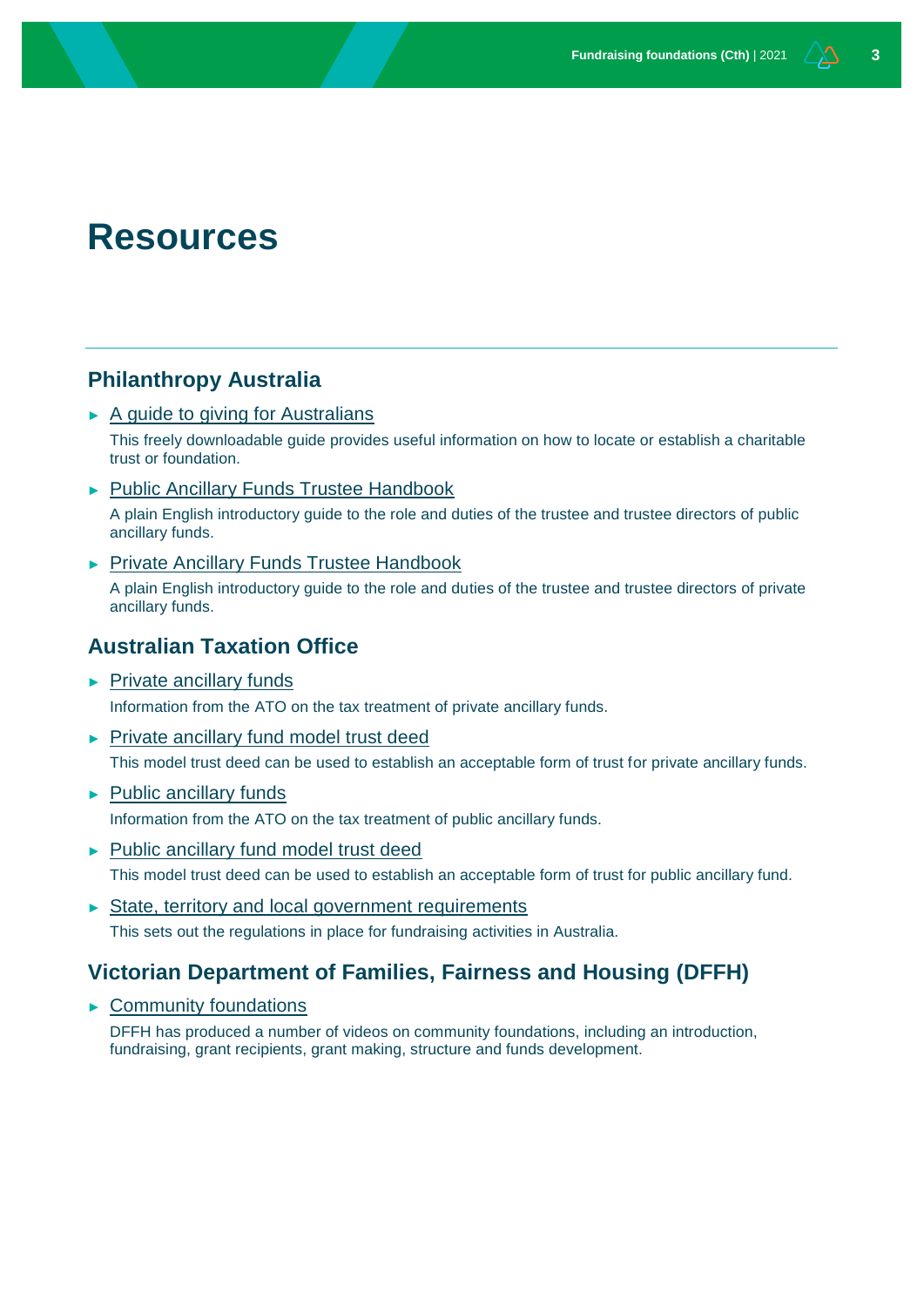# Resources

## Philanthropy Australia

- A guide to giving for Australians

  This freely downloadable guide provides useful information on how to locate or establish a charitable trust or foundation.

- Public Ancillary Funds Trustee Handbook

  A plain English introductory guide to the role and duties of the trustee and trustee directors of public ancillary funds.

- Private Ancillary Funds Trustee Handbook

  A plain English introductory guide to the role and duties of the trustee and trustee directors of private ancillary funds.

## Australian Taxation Office

- Private ancillary funds

  Information from the ATO on the tax treatment of private ancillary funds.

- Private ancillary fund model trust deed

  This model trust deed can be used to establish an acceptable form of trust for private ancillary funds.

- Public ancillary funds

  Information from the ATO on the tax treatment of public ancillary funds.

- Public ancillary fund model trust deed

  This model trust deed can be used to establish an acceptable form of trust for public ancillary fund.

- State, territory and local government requirements

  This sets out the regulations in place for fundraising activities in Australia.

## Victorian Department of Families, Fairness and Housing (DFFH)

- Community foundations

  DFFH has produced a number of videos on community foundations, including an introduction, fundraising, grant recipients, grant making, structure and funds development.